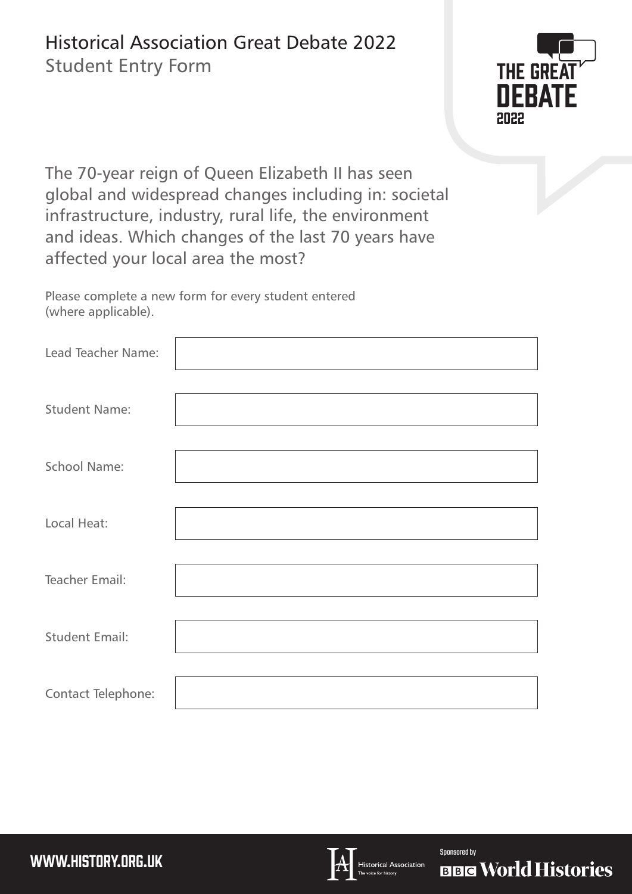# Historical Association Great Debate 2022

## Student Entry Form

THE GREAT DEBATE 2022

The 70-year reign of Queen Elizabeth II has seen global and widespread changes including in: societal infrastructure, industry, rural life, the environment and ideas. Which changes of the last 70 years have affected your local area the most?

Please complete a new form for every student entered (where applicable).

| | |
|---|---|
| Lead Teacher Name: | |
| Student Name: | |
| School Name: | |
| Local Heat: | |
| Teacher Email: | |
| Student Email: | |
| Contact Telephone: | |

WWW.HISTORY.ORG.UK

Historical Association – The voice for history

Sponsored by BBC World Histories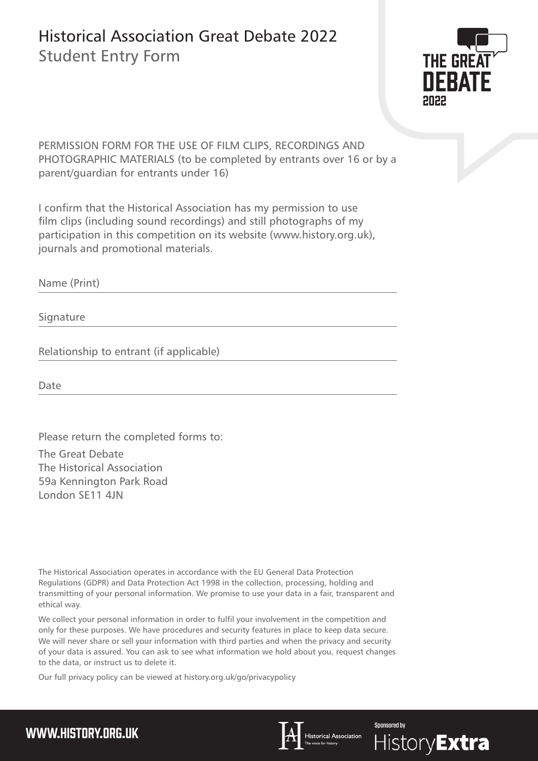# Historical Association Great Debate 2022

## Student Entry Form

THE GREAT DEBATE 2022

PERMISSION FORM FOR THE USE OF FILM CLIPS, RECORDINGS AND PHOTOGRAPHIC MATERIALS (to be completed by entrants over 16 or by a parent/guardian for entrants under 16)

I confirm that the Historical Association has my permission to use film clips (including sound recordings) and still photographs of my participation in this competition on its website (www.history.org.uk), journals and promotional materials.

Name (Print) \_\_\_\_\_\_\_\_\_\_\_\_\_\_\_\_\_\_\_\_\_\_\_\_\_\_\_\_\_\_\_\_\_\_\_\_\_\_\_\_

Signature \_\_\_\_\_\_\_\_\_\_\_\_\_\_\_\_\_\_\_\_\_\_\_\_\_\_\_\_\_\_\_\_\_\_\_\_\_\_\_\_

Relationship to entrant (if applicable) \_\_\_\_\_\_\_\_\_\_\_\_\_\_\_\_\_\_\_\_\_\_\_\_\_\_\_\_\_\_\_\_\_\_\_\_\_\_\_\_

Date \_\_\_\_\_\_\_\_\_\_\_\_\_\_\_\_\_\_\_\_\_\_\_\_\_\_\_\_\_\_\_\_\_\_\_\_\_\_\_\_

Please return the completed forms to:

The Great Debate
The Historical Association
59a Kennington Park Road
London SE11 4JN

The Historical Association operates in accordance with the EU General Data Protection Regulations (GDPR) and Data Protection Act 1998 in the collection, processing, holding and transmitting of your personal information. We promise to use your data in a fair, transparent and ethical way.

We collect your personal information in order to fulfil your involvement in the competition and only for these purposes. We have procedures and security features in place to keep data secure. We will never share or sell your information with third parties and when the privacy and security of your data is assured. You can ask to see what information we hold about you, request changes to the data, or instruct us to delete it.

Our full privacy policy can be viewed at history.org.uk/go/privacypolicy

WWW.HISTORY.ORG.UK

Historical Association
The voice for history

Sponsored by
HistoryExtra